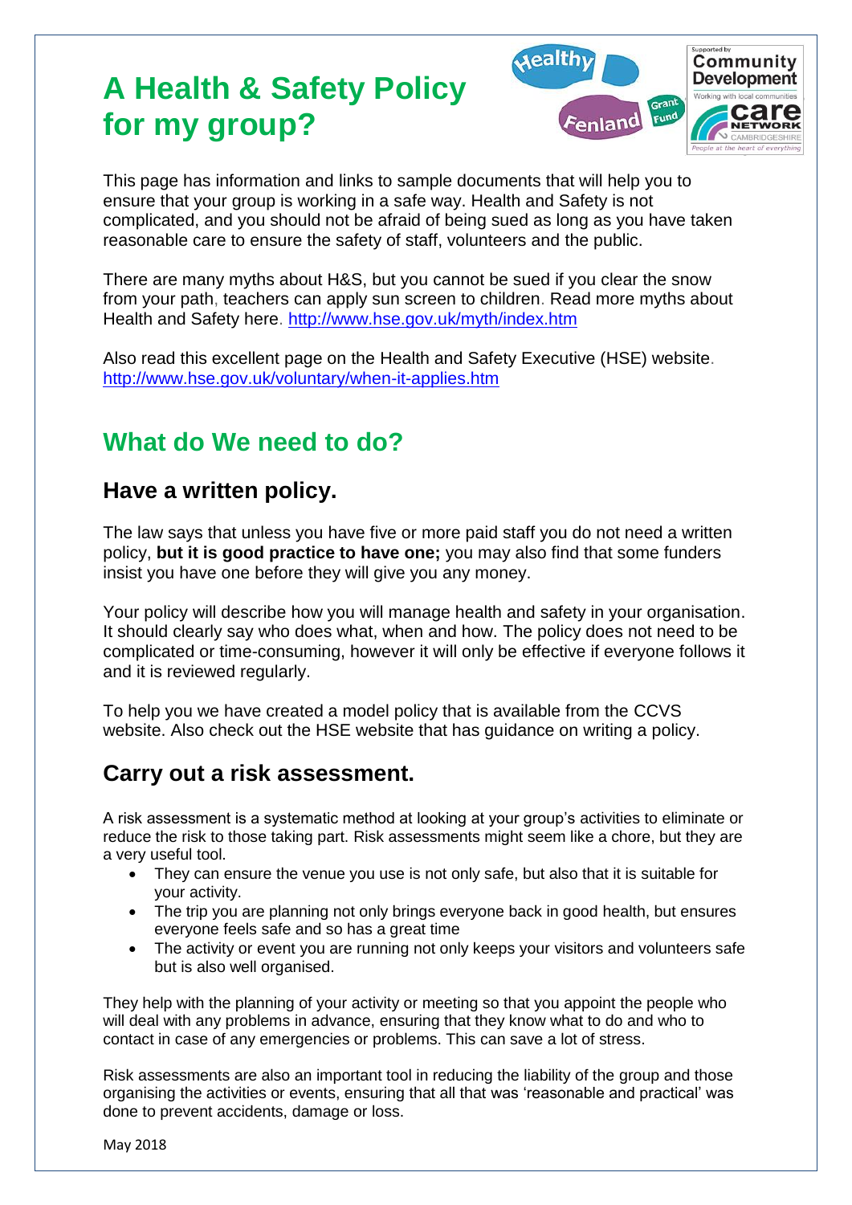# A Health & Safety Policy for my group?

This page has information and links to sample documents that will help you to ensure that your group is working in a safe way. Health and Safety is not complicated, and you should not be afraid of being sued as long as you have taken reasonable care to ensure the safety of staff, volunteers and the public.

There are many myths about H&S, but you cannot be sued if you clear the snow from your path, teachers can apply sun screen to children. Read more myths about Health and Safety here. http://www.hse.gov.uk/myth/index.htm

Also read this excellent page on the Health and Safety Executive (HSE) website. http://www.hse.gov.uk/voluntary/when-it-applies.htm

## What do We need to do?

### Have a written policy.

The law says that unless you have five or more paid staff you do not need a written policy, **but it is good practice to have one;** you may also find that some funders insist you have one before they will give you any money.

Your policy will describe how you will manage health and safety in your organisation. It should clearly say who does what, when and how. The policy does not need to be complicated or time-consuming, however it will only be effective if everyone follows it and it is reviewed regularly.

To help you we have created a model policy that is available from the CCVS website. Also check out the HSE website that has guidance on writing a policy.

### Carry out a risk assessment.

A risk assessment is a systematic method at looking at your group's activities to eliminate or reduce the risk to those taking part. Risk assessments might seem like a chore, but they are a very useful tool.

- They can ensure the venue you use is not only safe, but also that it is suitable for your activity.
- The trip you are planning not only brings everyone back in good health, but ensures everyone feels safe and so has a great time
- The activity or event you are running not only keeps your visitors and volunteers safe but is also well organised.

They help with the planning of your activity or meeting so that you appoint the people who will deal with any problems in advance, ensuring that they know what to do and who to contact in case of any emergencies or problems. This can save a lot of stress.

Risk assessments are also an important tool in reducing the liability of the group and those organising the activities or events, ensuring that all that was 'reasonable and practical' was done to prevent accidents, damage or loss.

May 2018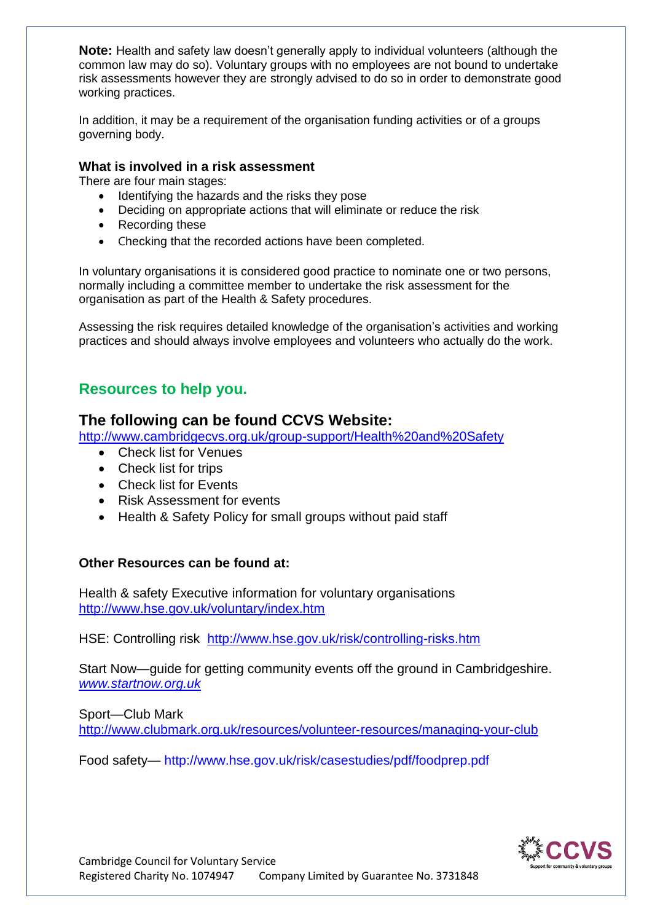**Note:** Health and safety law doesn't generally apply to individual volunteers (although the common law may do so). Voluntary groups with no employees are not bound to undertake risk assessments however they are strongly advised to do so in order to demonstrate good working practices.

In addition, it may be a requirement of the organisation funding activities or of a groups governing body.

**What is involved in a risk assessment**

There are four main stages:

- Identifying the hazards and the risks they pose
- Deciding on appropriate actions that will eliminate or reduce the risk
- Recording these
- Checking that the recorded actions have been completed.

In voluntary organisations it is considered good practice to nominate one or two persons, normally including a committee member to undertake the risk assessment for the organisation as part of the Health & Safety procedures.

Assessing the risk requires detailed knowledge of the organisation's activities and working practices and should always involve employees and volunteers who actually do the work.

## Resources to help you.

## The following can be found CCVS Website:

http://www.cambridgecvs.org.uk/group-support/Health%20and%20Safety

- Check list for Venues
- Check list for trips
- Check list for Events
- Risk Assessment for events
- Health & Safety Policy for small groups without paid staff

**Other Resources can be found at:**

Health & safety Executive information for voluntary organisations
http://www.hse.gov.uk/voluntary/index.htm

HSE: Controlling risk http://www.hse.gov.uk/risk/controlling-risks.htm

Start Now—guide for getting community events off the ground in Cambridgeshire.
*www.startnow.org.uk*

Sport—Club Mark
http://www.clubmark.org.uk/resources/volunteer-resources/managing-your-club

Food safety— http://www.hse.gov.uk/risk/casestudies/pdf/foodprep.pdf

Cambridge Council for Voluntary Service
Registered Charity No. 1074947 Company Limited by Guarantee No. 3731848

CCVS
Support for community & voluntary groups